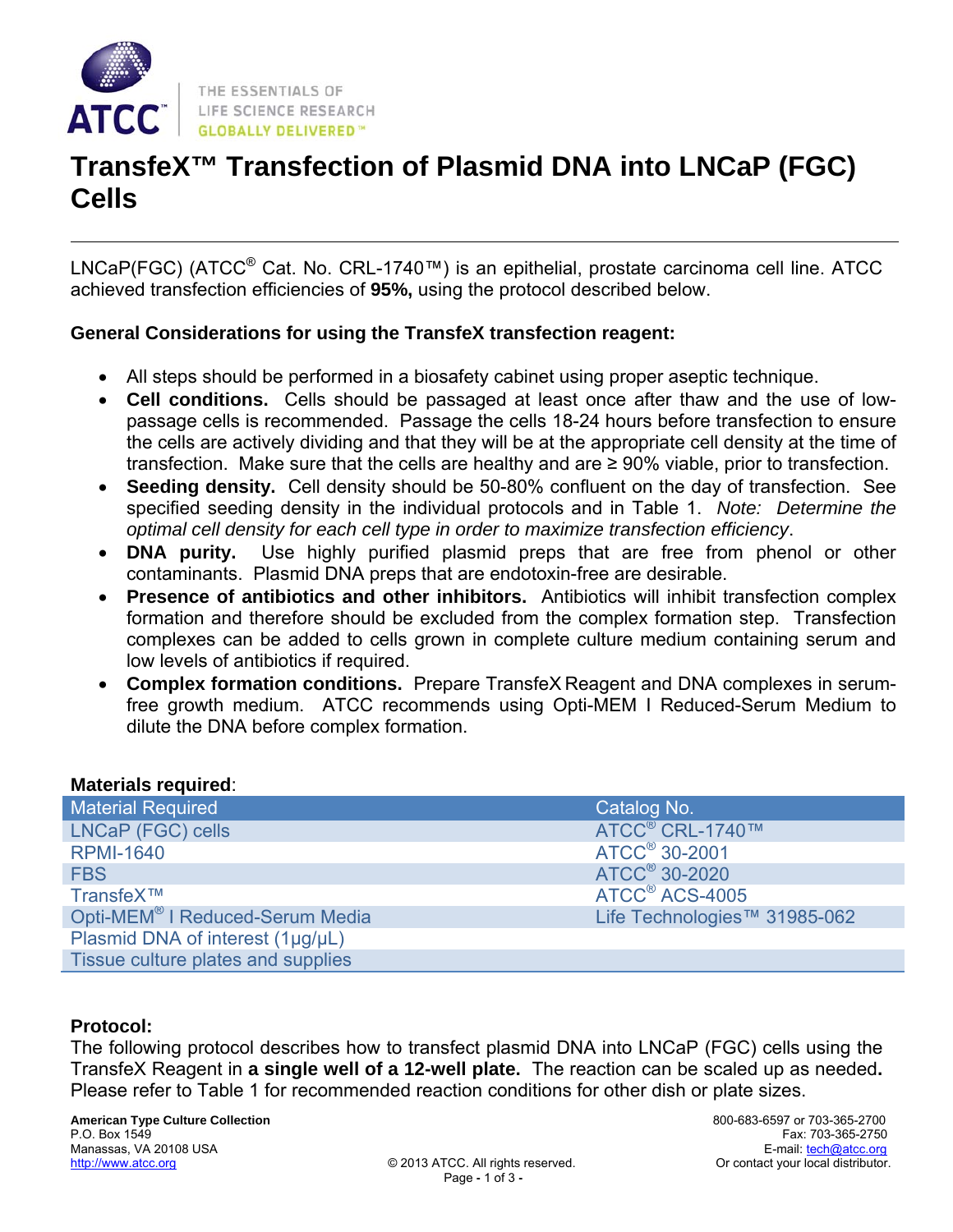# TransfeX™ Transfection of Plasmid DNA into LNCaP (FGC) Cells

LNCaP(FGC) (ATCC® Cat. No. CRL-1740™) is an epithelial, prostate carcinoma cell line. ATCC achieved transfection efficiencies of **95%,** using the protocol described below.

**General Considerations for using the TransfeX transfection reagent:**

- All steps should be performed in a biosafety cabinet using proper aseptic technique.
- **Cell conditions.** Cells should be passaged at least once after thaw and the use of low-passage cells is recommended. Passage the cells 18-24 hours before transfection to ensure the cells are actively dividing and that they will be at the appropriate cell density at the time of transfection. Make sure that the cells are healthy and are ≥ 90% viable, prior to transfection.
- **Seeding density.** Cell density should be 50-80% confluent on the day of transfection. See specified seeding density in the individual protocols and in Table 1. *Note: Determine the optimal cell density for each cell type in order to maximize transfection efficiency*.
- **DNA purity.** Use highly purified plasmid preps that are free from phenol or other contaminants. Plasmid DNA preps that are endotoxin-free are desirable.
- **Presence of antibiotics and other inhibitors.** Antibiotics will inhibit transfection complex formation and therefore should be excluded from the complex formation step. Transfection complexes can be added to cells grown in complete culture medium containing serum and low levels of antibiotics if required.
- **Complex formation conditions.** Prepare TransfeX Reagent and DNA complexes in serum-free growth medium. ATCC recommends using Opti-MEM I Reduced-Serum Medium to dilute the DNA before complex formation.

**Materials required**:

| Material Required | Catalog No. |
|---|---|
| LNCaP (FGC) cells | ATCC® CRL-1740™ |
| RPMI-1640 | ATCC® 30-2001 |
| FBS | ATCC® 30-2020 |
| TransfeX™ | ATCC® ACS-4005 |
| Opti-MEM® I Reduced-Serum Media | Life Technologies™ 31985-062 |
| Plasmid DNA of interest (1µg/µL) | |
| Tissue culture plates and supplies | |

**Protocol:**

The following protocol describes how to transfect plasmid DNA into LNCaP (FGC) cells using the TransfeX Reagent in **a single well of a 12-well plate.** The reaction can be scaled up as needed**.** Please refer to Table 1 for recommended reaction conditions for other dish or plate sizes.

**American Type Culture Collection**
P.O. Box 1549
Manassas, VA 20108 USA
http://www.atcc.org

800-683-6597 or 703-365-2700
Fax: 703-365-2750
E-mail: tech@atcc.org
Or contact your local distributor.

© 2013 ATCC. All rights reserved.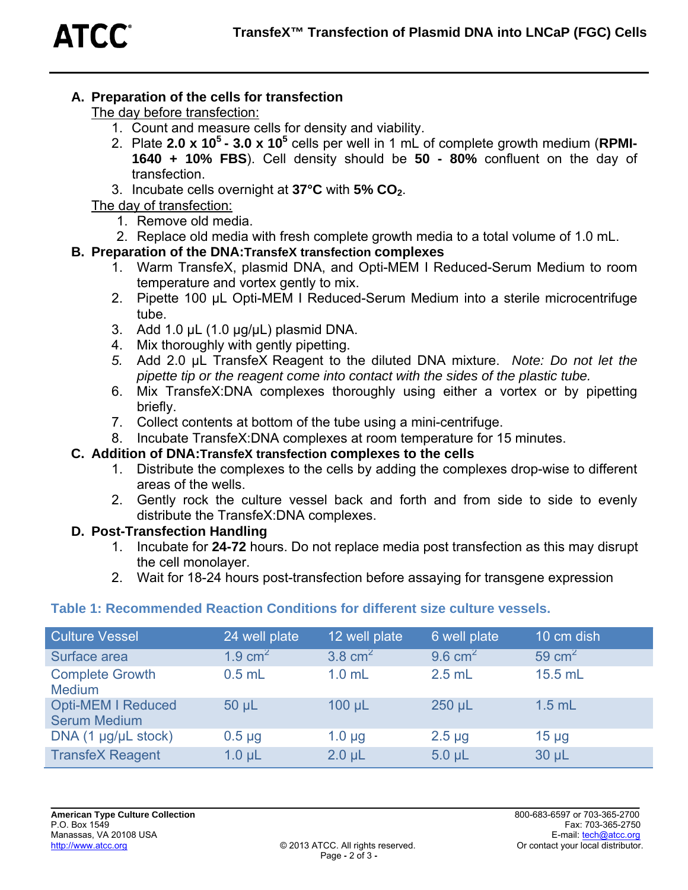## A. Preparation of the cells for transfection

The day before transfection:

1. Count and measure cells for density and viability.
2. Plate **$2.0 \times 10^5$ - $3.0 \times 10^5$** cells per well in 1 mL of complete growth medium (**RPMI-1640 + 10% FBS**). Cell density should be **50 - 80%** confluent on the day of transfection.
3. Incubate cells overnight at **37°C** with **5% $CO_2$**.

The day of transfection:

1. Remove old media.
2. Replace old media with fresh complete growth media to a total volume of 1.0 mL.

## B. Preparation of the DNA:TransfeX transfection complexes

1. Warm TransfeX, plasmid DNA, and Opti-MEM I Reduced-Serum Medium to room temperature and vortex gently to mix.
2. Pipette 100 µL Opti-MEM I Reduced-Serum Medium into a sterile microcentrifuge tube.
3. Add 1.0 µL (1.0 µg/µL) plasmid DNA.
4. Mix thoroughly with gently pipetting.
5. Add 2.0 µL TransfeX Reagent to the diluted DNA mixture. *Note: Do not let the pipette tip or the reagent come into contact with the sides of the plastic tube.*
6. Mix TransfeX:DNA complexes thoroughly using either a vortex or by pipetting briefly.
7. Collect contents at bottom of the tube using a mini-centrifuge.
8. Incubate TransfeX:DNA complexes at room temperature for 15 minutes.

## C. Addition of DNA:TransfeX transfection complexes to the cells

1. Distribute the complexes to the cells by adding the complexes drop-wise to different areas of the wells.
2. Gently rock the culture vessel back and forth and from side to side to evenly distribute the TransfeX:DNA complexes.

## D. Post-Transfection Handling

1. Incubate for **24-72** hours. Do not replace media post transfection as this may disrupt the cell monolayer.
2. Wait for 18-24 hours post-transfection before assaying for transgene expression

**Table 1: Recommended Reaction Conditions for different size culture vessels.**

| Culture Vessel | 24 well plate | 12 well plate | 6 well plate | 10 cm dish |
|---|---|---|---|---|
| Surface area | 1.9 $cm^2$ | 3.8 $cm^2$ | 9.6 $cm^2$ | 59 $cm^2$ |
| Complete Growth Medium | 0.5 mL | 1.0 mL | 2.5 mL | 15.5 mL |
| Opti-MEM I Reduced Serum Medium | 50 µL | 100 µL | 250 µL | 1.5 mL |
| DNA (1 µg/µL stock) | 0.5 µg | 1.0 µg | 2.5 µg | 15 µg |
| TransfeX Reagent | 1.0 µL | 2.0 µL | 5.0 µL | 30 µL |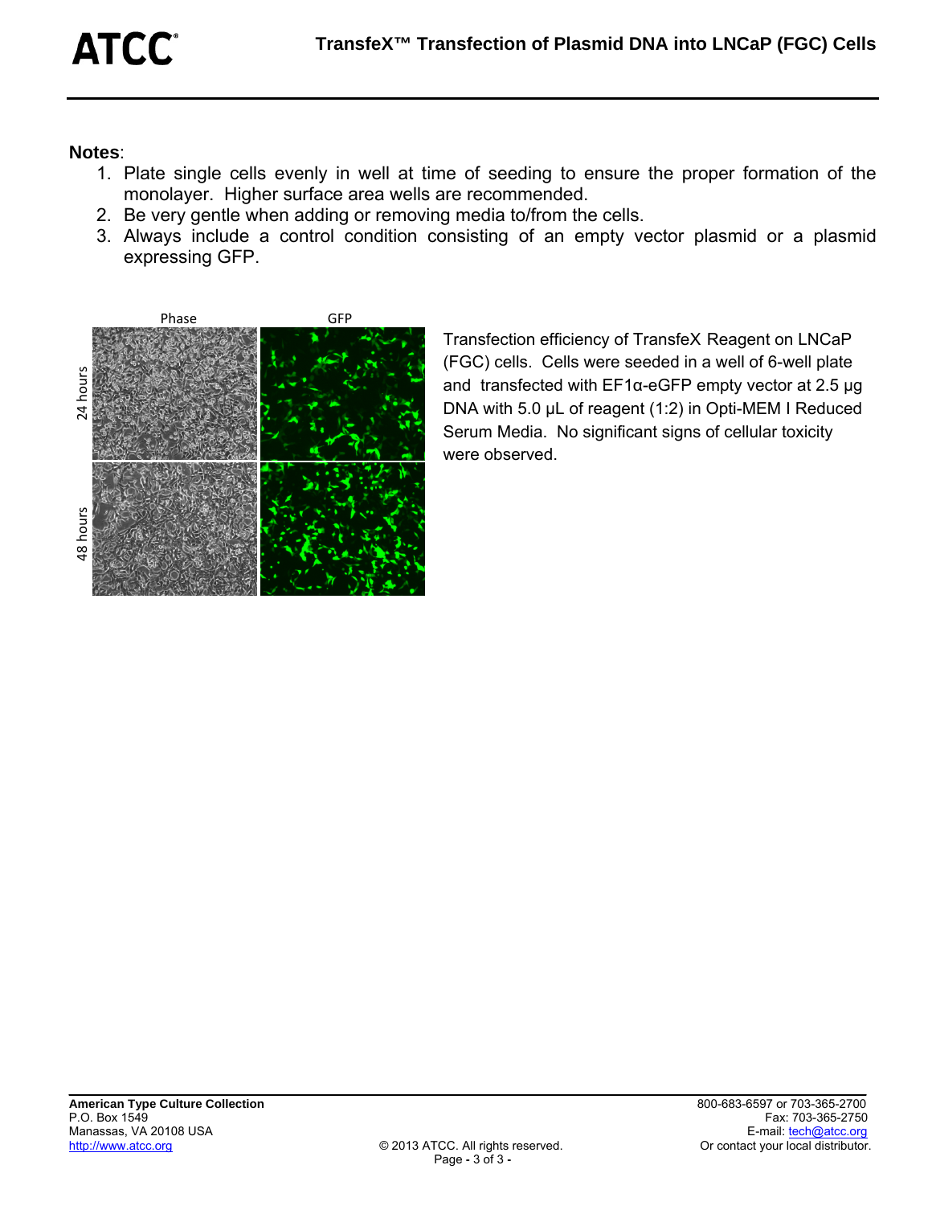**Notes**:

1. Plate single cells evenly in well at time of seeding to ensure the proper formation of the monolayer. Higher surface area wells are recommended.
2. Be very gentle when adding or removing media to/from the cells.
3. Always include a control condition consisting of an empty vector plasmid or a plasmid expressing GFP.

Phase

GFP

24 hours

48 hours

Transfection efficiency of TransfeX Reagent on LNCaP (FGC) cells. Cells were seeded in a well of 6-well plate and transfected with EF1α-eGFP empty vector at 2.5 µg DNA with 5.0 µL of reagent (1:2) in Opti-MEM I Reduced Serum Media. No significant signs of cellular toxicity were observed.